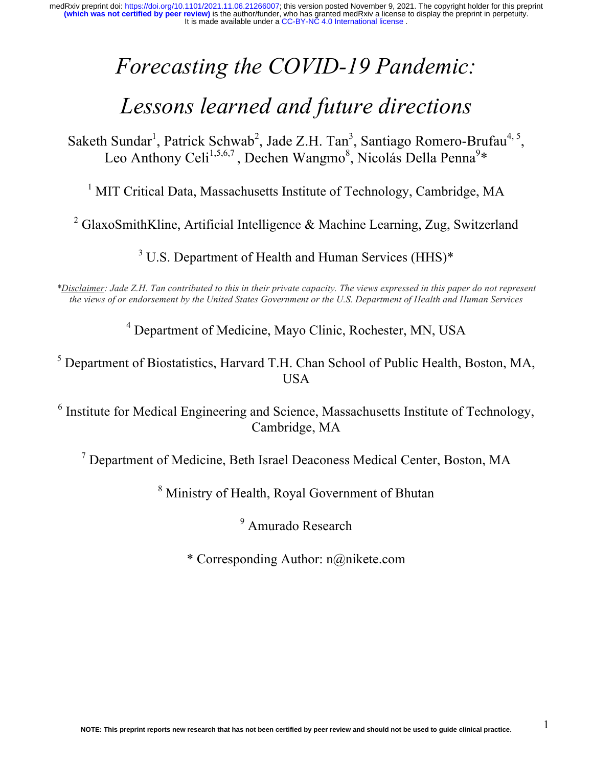# Forecasting the COVID-19 Pandemic: Lessons learned and future directions

Saketh Sundar[1], Patrick Schwab[2], Jade Z.H. Tan[3], Santiago Romero-Brufau[4,5], Leo Anthony Celi[1,5,6,7], Dechen Wangmo[8], Nicolás Della Penna[9]*

[1] MIT Critical Data, Massachusetts Institute of Technology, Cambridge, MA

[2] GlaxoSmithKline, Artificial Intelligence & Machine Learning, Zug, Switzerland

[3] U.S. Department of Health and Human Services (HHS)*

**Disclaimer**: *Jade Z.H. Tan contributed to this in their private capacity. The views expressed in this paper do not represent the views of or endorsement by the United States Government or the U.S. Department of Health and Human Services*

[4] Department of Medicine, Mayo Clinic, Rochester, MN, USA

[5] Department of Biostatistics, Harvard T.H. Chan School of Public Health, Boston, MA, USA

[6] Institute for Medical Engineering and Science, Massachusetts Institute of Technology, Cambridge, MA

[7] Department of Medicine, Beth Israel Deaconess Medical Center, Boston, MA

[8] Ministry of Health, Royal Government of Bhutan

[9] Amurado Research

* Corresponding Author: n@nikete.com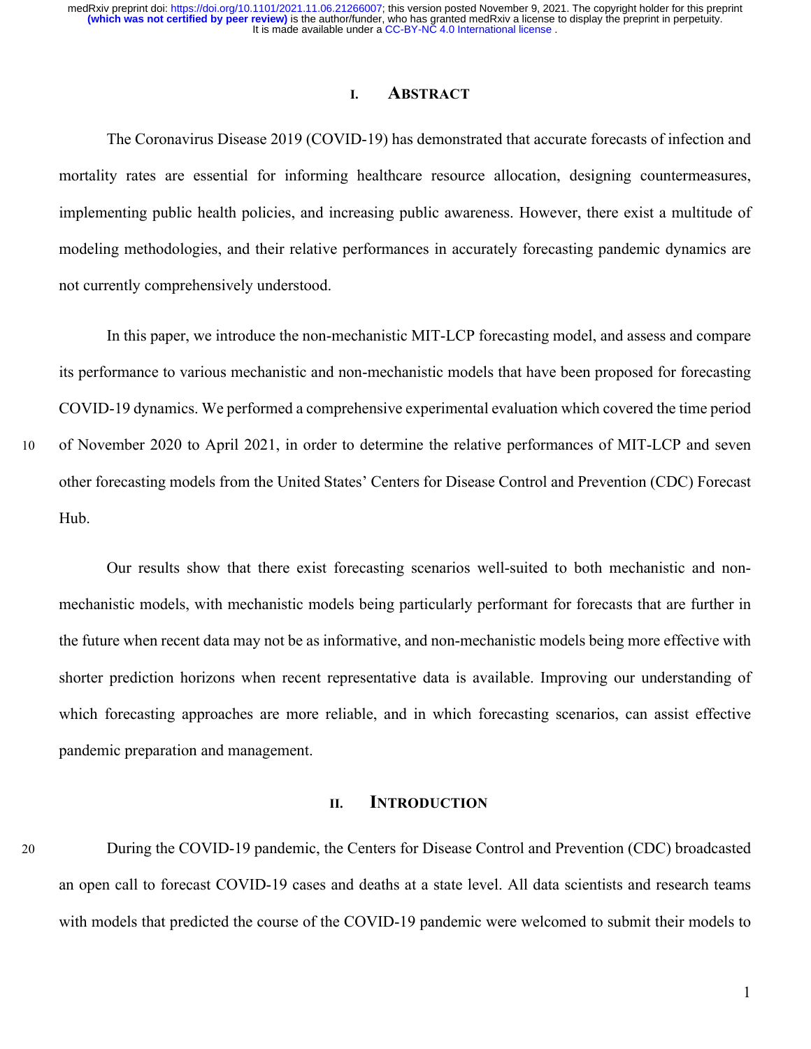## I. Abstract

The Coronavirus Disease 2019 (COVID-19) has demonstrated that accurate forecasts of infection and mortality rates are essential for informing healthcare resource allocation, designing countermeasures, implementing public health policies, and increasing public awareness. However, there exist a multitude of modeling methodologies, and their relative performances in accurately forecasting pandemic dynamics are not currently comprehensively understood.

In this paper, we introduce the non-mechanistic MIT-LCP forecasting model, and assess and compare its performance to various mechanistic and non-mechanistic models that have been proposed for forecasting COVID-19 dynamics. We performed a comprehensive experimental evaluation which covered the time period of November 2020 to April 2021, in order to determine the relative performances of MIT-LCP and seven other forecasting models from the United States' Centers for Disease Control and Prevention (CDC) Forecast Hub.

Our results show that there exist forecasting scenarios well-suited to both mechanistic and non-mechanistic models, with mechanistic models being particularly performant for forecasts that are further in the future when recent data may not be as informative, and non-mechanistic models being more effective with shorter prediction horizons when recent representative data is available. Improving our understanding of which forecasting approaches are more reliable, and in which forecasting scenarios, can assist effective pandemic preparation and management.

## II. Introduction

During the COVID-19 pandemic, the Centers for Disease Control and Prevention (CDC) broadcasted an open call to forecast COVID-19 cases and deaths at a state level. All data scientists and research teams with models that predicted the course of the COVID-19 pandemic were welcomed to submit their models to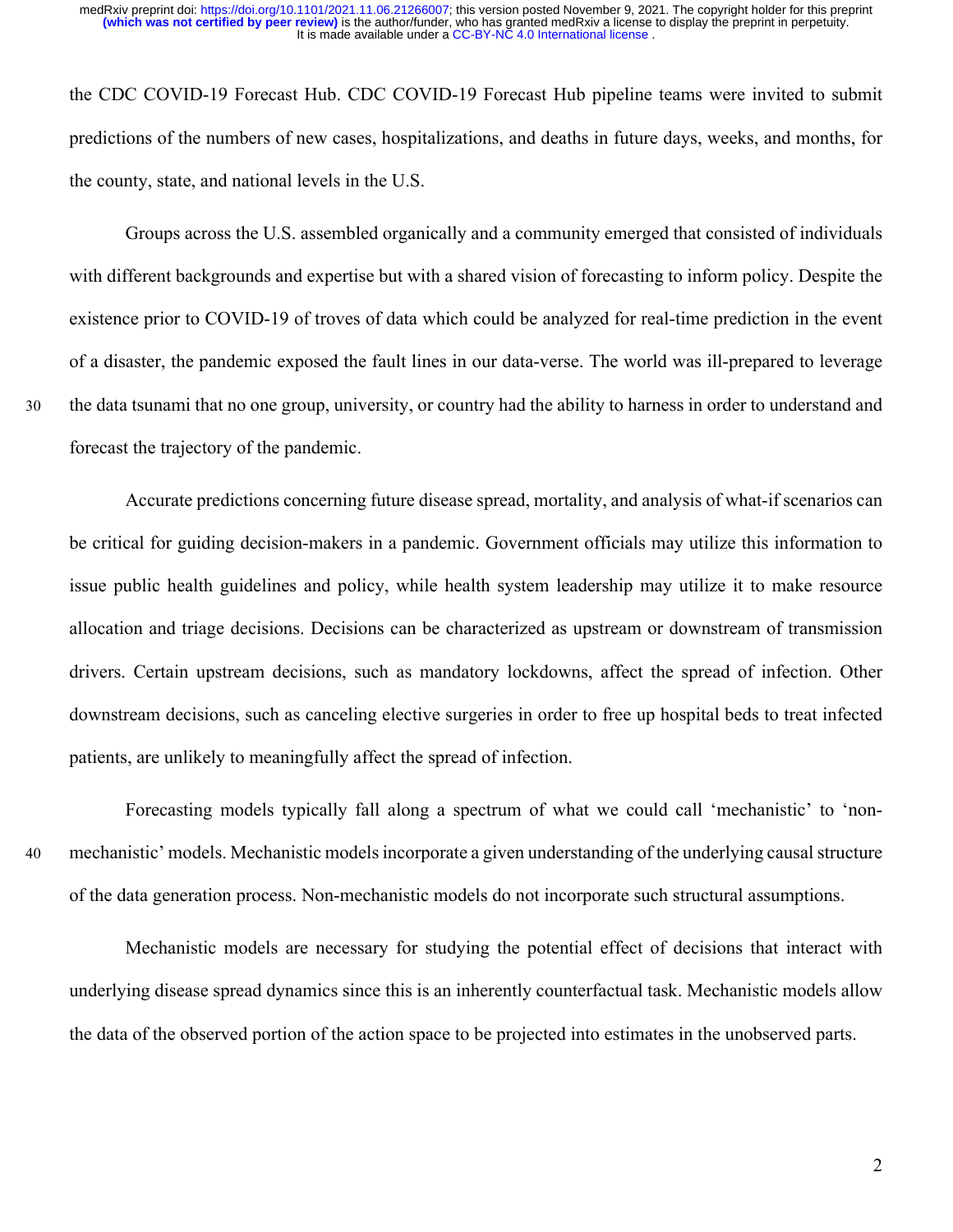the CDC COVID-19 Forecast Hub. CDC COVID-19 Forecast Hub pipeline teams were invited to submit predictions of the numbers of new cases, hospitalizations, and deaths in future days, weeks, and months, for the county, state, and national levels in the U.S.

Groups across the U.S. assembled organically and a community emerged that consisted of individuals with different backgrounds and expertise but with a shared vision of forecasting to inform policy. Despite the existence prior to COVID-19 of troves of data which could be analyzed for real-time prediction in the event of a disaster, the pandemic exposed the fault lines in our data-verse. The world was ill-prepared to leverage the data tsunami that no one group, university, or country had the ability to harness in order to understand and forecast the trajectory of the pandemic.

Accurate predictions concerning future disease spread, mortality, and analysis of what-if scenarios can be critical for guiding decision-makers in a pandemic. Government officials may utilize this information to issue public health guidelines and policy, while health system leadership may utilize it to make resource allocation and triage decisions. Decisions can be characterized as upstream or downstream of transmission drivers. Certain upstream decisions, such as mandatory lockdowns, affect the spread of infection. Other downstream decisions, such as canceling elective surgeries in order to free up hospital beds to treat infected patients, are unlikely to meaningfully affect the spread of infection.

Forecasting models typically fall along a spectrum of what we could call 'mechanistic' to 'non-mechanistic' models. Mechanistic models incorporate a given understanding of the underlying causal structure of the data generation process. Non-mechanistic models do not incorporate such structural assumptions.

Mechanistic models are necessary for studying the potential effect of decisions that interact with underlying disease spread dynamics since this is an inherently counterfactual task. Mechanistic models allow the data of the observed portion of the action space to be projected into estimates in the unobserved parts.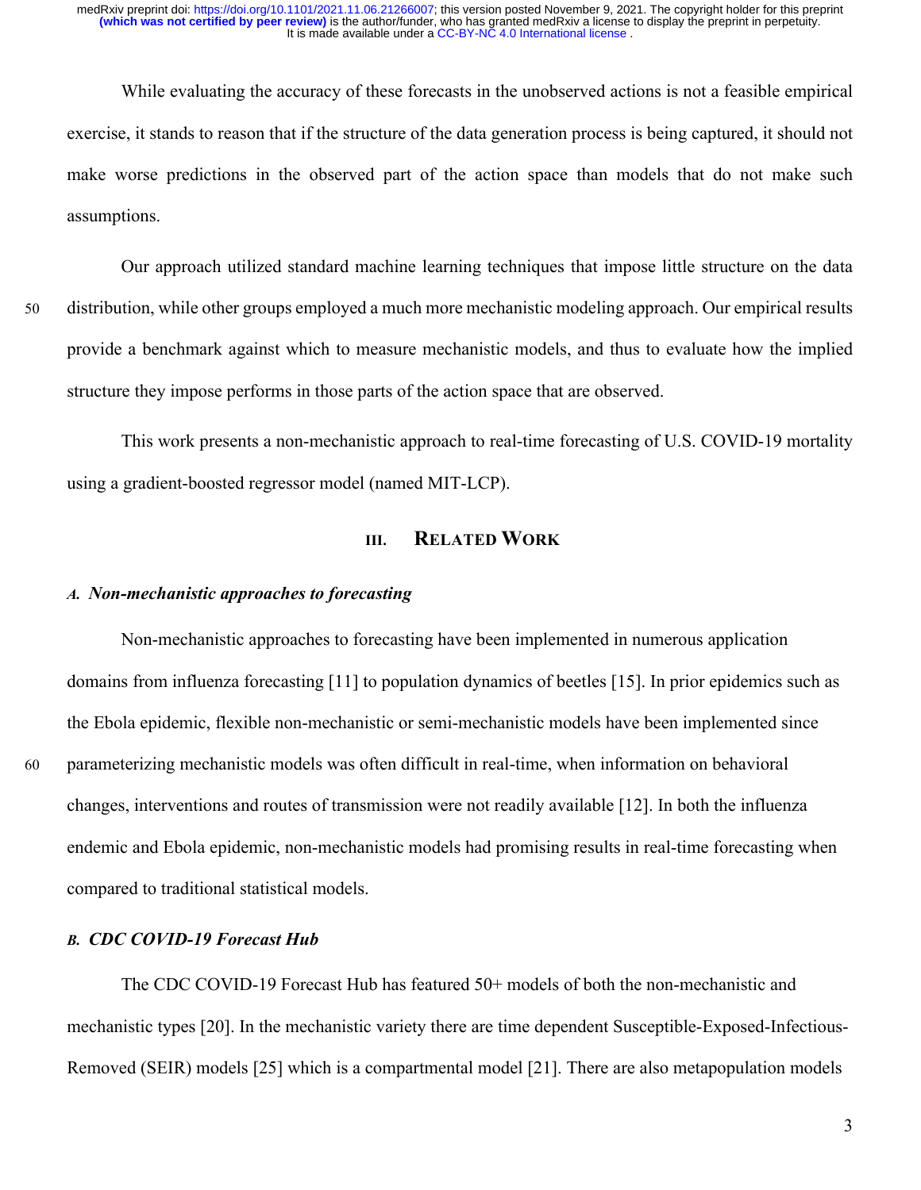While evaluating the accuracy of these forecasts in the unobserved actions is not a feasible empirical exercise, it stands to reason that if the structure of the data generation process is being captured, it should not make worse predictions in the observed part of the action space than models that do not make such assumptions.

Our approach utilized standard machine learning techniques that impose little structure on the data distribution, while other groups employed a much more mechanistic modeling approach. Our empirical results provide a benchmark against which to measure mechanistic models, and thus to evaluate how the implied structure they impose performs in those parts of the action space that are observed.

This work presents a non-mechanistic approach to real-time forecasting of U.S. COVID-19 mortality using a gradient-boosted regressor model (named MIT-LCP).

## III. Related Work

### *A. Non-mechanistic approaches to forecasting*

Non-mechanistic approaches to forecasting have been implemented in numerous application domains from influenza forecasting [11] to population dynamics of beetles [15]. In prior epidemics such as the Ebola epidemic, flexible non-mechanistic or semi-mechanistic models have been implemented since parameterizing mechanistic models was often difficult in real-time, when information on behavioral changes, interventions and routes of transmission were not readily available [12]. In both the influenza endemic and Ebola epidemic, non-mechanistic models had promising results in real-time forecasting when compared to traditional statistical models.

### *B. CDC COVID-19 Forecast Hub*

The CDC COVID-19 Forecast Hub has featured 50+ models of both the non-mechanistic and mechanistic types [20]. In the mechanistic variety there are time dependent Susceptible-Exposed-Infectious-Removed (SEIR) models [25] which is a compartmental model [21]. There are also metapopulation models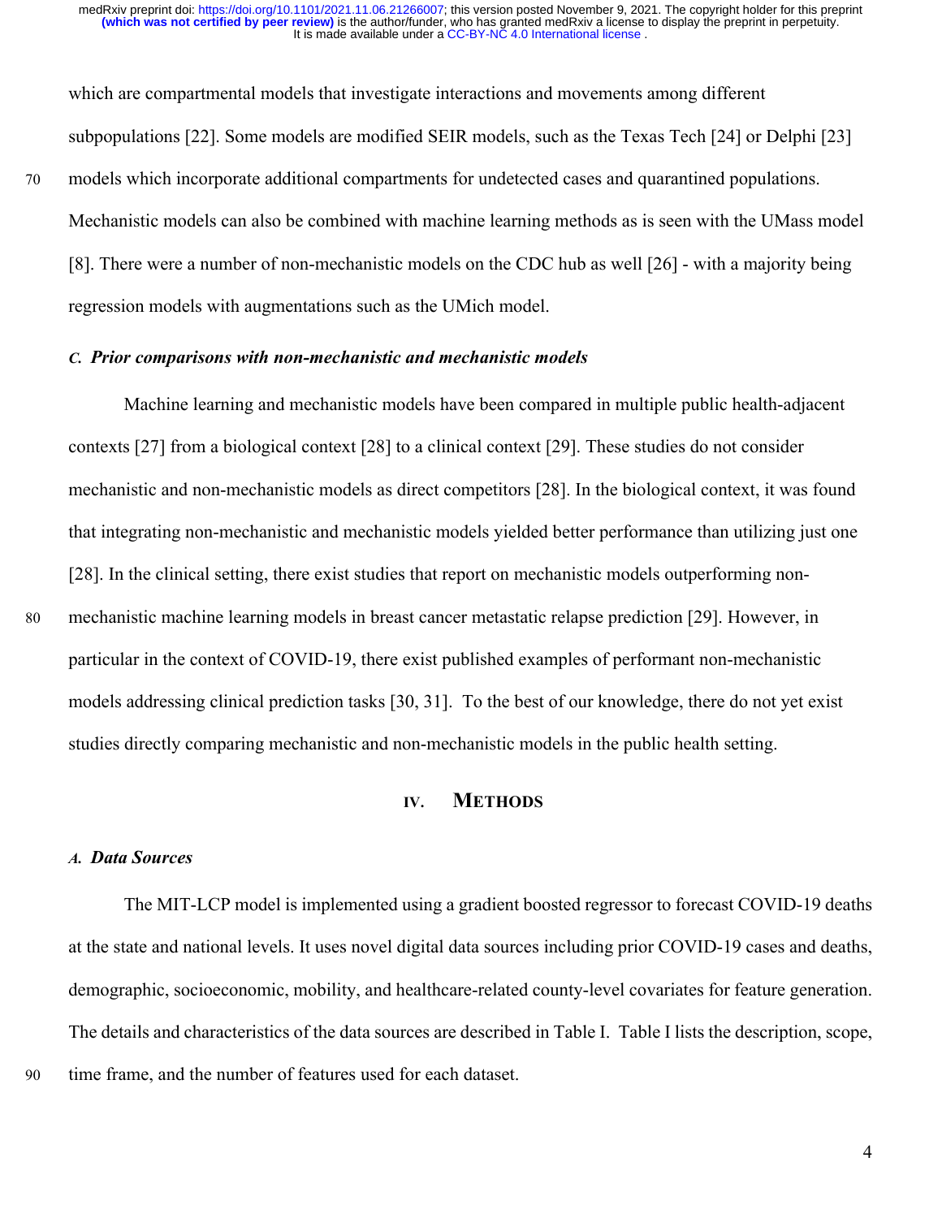which are compartmental models that investigate interactions and movements among different subpopulations [22]. Some models are modified SEIR models, such as the Texas Tech [24] or Delphi [23] models which incorporate additional compartments for undetected cases and quarantined populations. Mechanistic models can also be combined with machine learning methods as is seen with the UMass model [8]. There were a number of non-mechanistic models on the CDC hub as well [26] - with a majority being regression models with augmentations such as the UMich model.

### *C. Prior comparisons with non-mechanistic and mechanistic models*

Machine learning and mechanistic models have been compared in multiple public health-adjacent contexts [27] from a biological context [28] to a clinical context [29]. These studies do not consider mechanistic and non-mechanistic models as direct competitors [28]. In the biological context, it was found that integrating non-mechanistic and mechanistic models yielded better performance than utilizing just one [28]. In the clinical setting, there exist studies that report on mechanistic models outperforming non-mechanistic machine learning models in breast cancer metastatic relapse prediction [29]. However, in particular in the context of COVID-19, there exist published examples of performant non-mechanistic models addressing clinical prediction tasks [30, 31]. To the best of our knowledge, there do not yet exist studies directly comparing mechanistic and non-mechanistic models in the public health setting.

## IV. Methods

### *A. Data Sources*

The MIT-LCP model is implemented using a gradient boosted regressor to forecast COVID-19 deaths at the state and national levels. It uses novel digital data sources including prior COVID-19 cases and deaths, demographic, socioeconomic, mobility, and healthcare-related county-level covariates for feature generation. The details and characteristics of the data sources are described in Table I. Table I lists the description, scope, time frame, and the number of features used for each dataset.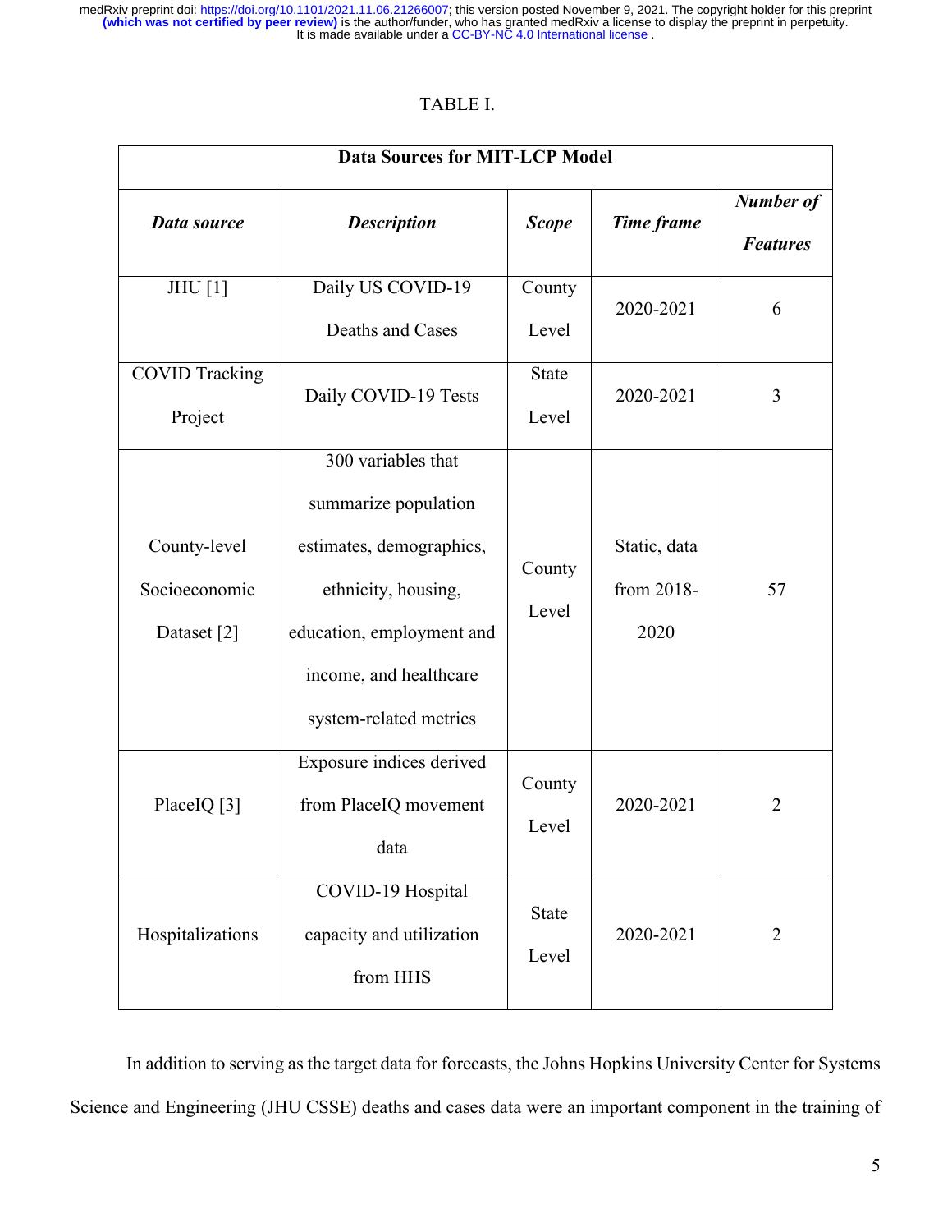TABLE I.

| **Data Sources for MIT-LCP Model** | | | | |
|---|---|---|---|---|
| ***Data source*** | ***Description*** | ***Scope*** | ***Time frame*** | ***Number of Features*** |
| JHU [1] | Daily US COVID-19 Deaths and Cases | County Level | 2020-2021 | 6 |
| COVID Tracking Project | Daily COVID-19 Tests | State Level | 2020-2021 | 3 |
| County-level Socioeconomic Dataset [2] | 300 variables that summarize population estimates, demographics, ethnicity, housing, education, employment and income, and healthcare system-related metrics | County Level | Static, data from 2018-2020 | 57 |
| PlaceIQ [3] | Exposure indices derived from PlaceIQ movement data | County Level | 2020-2021 | 2 |
| Hospitalizations | COVID-19 Hospital capacity and utilization from HHS | State Level | 2020-2021 | 2 |

In addition to serving as the target data for forecasts, the Johns Hopkins University Center for Systems Science and Engineering (JHU CSSE) deaths and cases data were an important component in the training of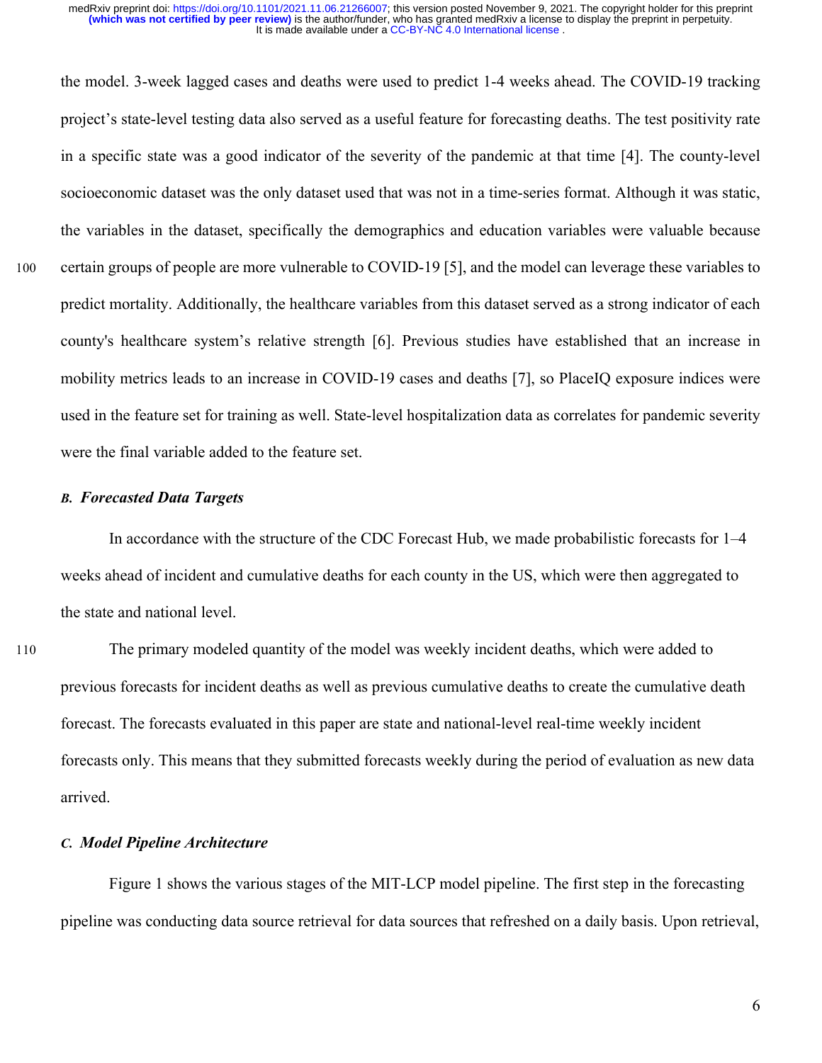the model. 3-week lagged cases and deaths were used to predict 1-4 weeks ahead. The COVID-19 tracking project's state-level testing data also served as a useful feature for forecasting deaths. The test positivity rate in a specific state was a good indicator of the severity of the pandemic at that time [4]. The county-level socioeconomic dataset was the only dataset used that was not in a time-series format. Although it was static, the variables in the dataset, specifically the demographics and education variables were valuable because certain groups of people are more vulnerable to COVID-19 [5], and the model can leverage these variables to predict mortality. Additionally, the healthcare variables from this dataset served as a strong indicator of each county's healthcare system's relative strength [6]. Previous studies have established that an increase in mobility metrics leads to an increase in COVID-19 cases and deaths [7], so PlaceIQ exposure indices were used in the feature set for training as well. State-level hospitalization data as correlates for pandemic severity were the final variable added to the feature set.

### *B. Forecasted Data Targets*

In accordance with the structure of the CDC Forecast Hub, we made probabilistic forecasts for 1–4 weeks ahead of incident and cumulative deaths for each county in the US, which were then aggregated to the state and national level.

The primary modeled quantity of the model was weekly incident deaths, which were added to previous forecasts for incident deaths as well as previous cumulative deaths to create the cumulative death forecast. The forecasts evaluated in this paper are state and national-level real-time weekly incident forecasts only. This means that they submitted forecasts weekly during the period of evaluation as new data arrived.

### *C. Model Pipeline Architecture*

Figure 1 shows the various stages of the MIT-LCP model pipeline. The first step in the forecasting pipeline was conducting data source retrieval for data sources that refreshed on a daily basis. Upon retrieval,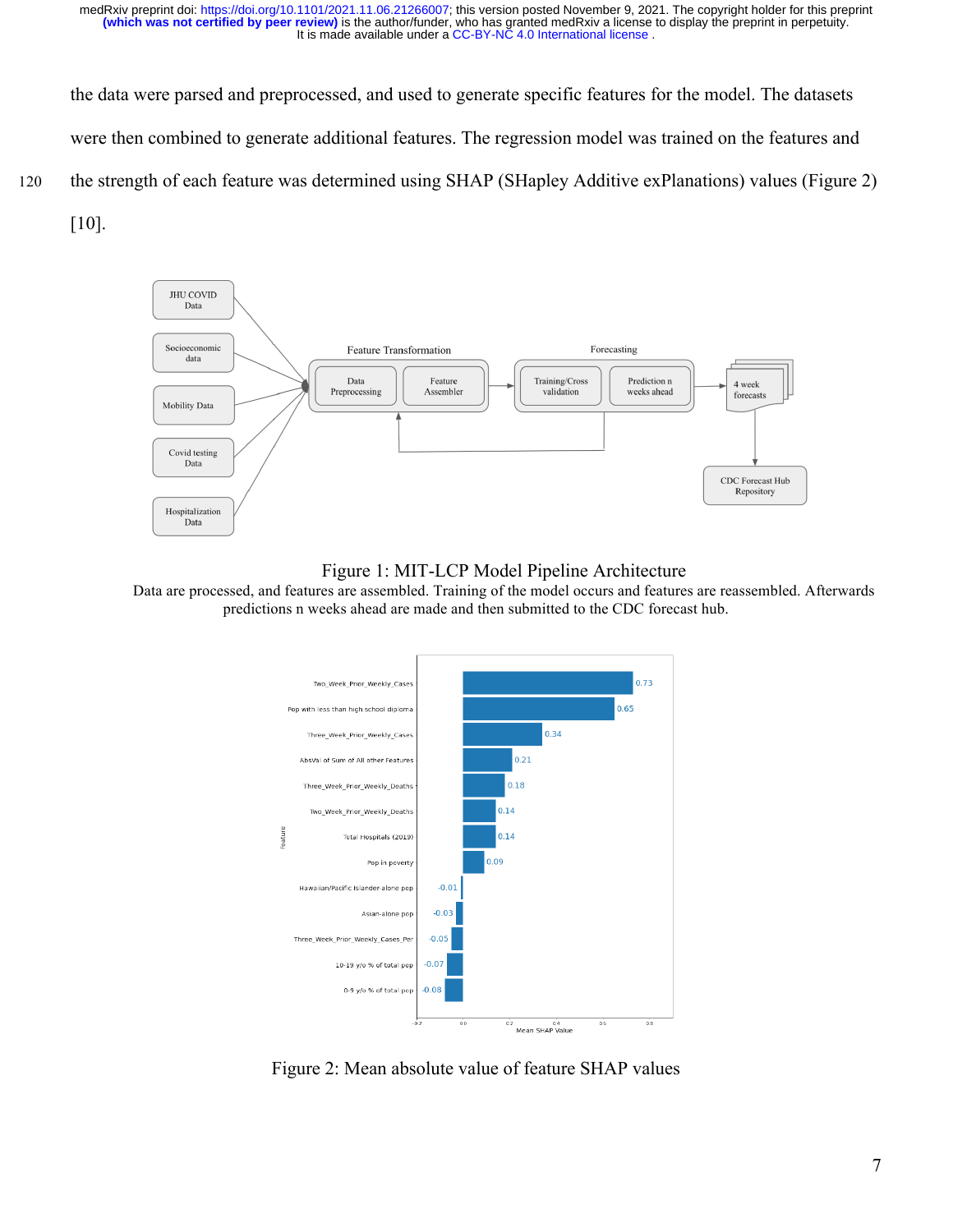the data were parsed and preprocessed, and used to generate specific features for the model. The datasets were then combined to generate additional features. The regression model was trained on the features and the strength of each feature was determined using SHAP (SHapley Additive exPlanations) values (Figure 2) [10].

Figure 1: MIT-LCP Model Pipeline Architecture

Data are processed, and features are assembled. Training of the model occurs and features are reassembled. Afterwards predictions n weeks ahead are made and then submitted to the CDC forecast hub.

Figure 2: Mean absolute value of feature SHAP values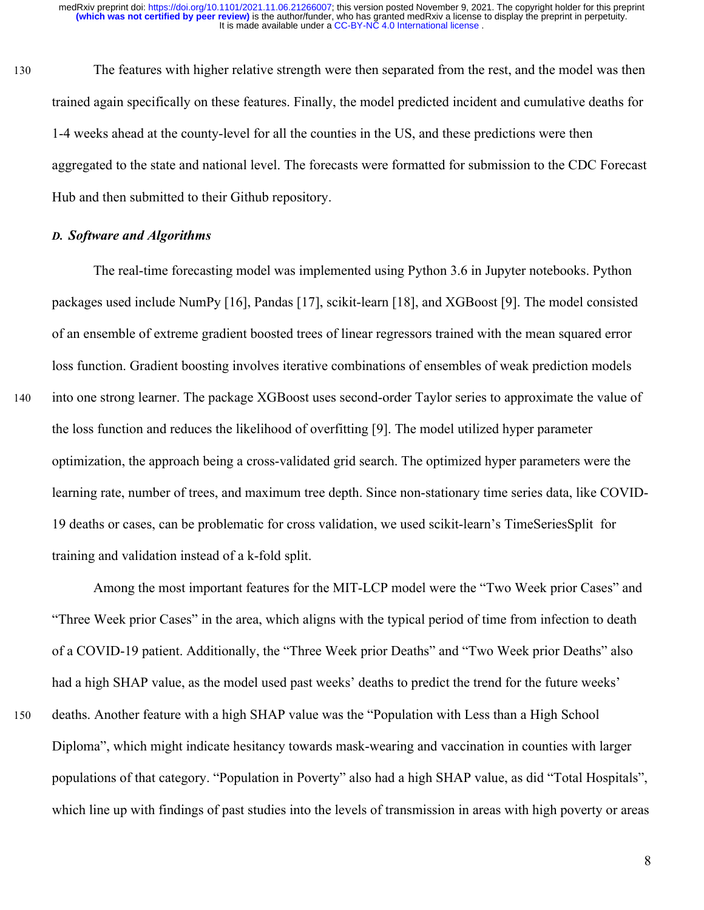The features with higher relative strength were then separated from the rest, and the model was then trained again specifically on these features. Finally, the model predicted incident and cumulative deaths for 1-4 weeks ahead at the county-level for all the counties in the US, and these predictions were then aggregated to the state and national level. The forecasts were formatted for submission to the CDC Forecast Hub and then submitted to their Github repository.

### *D. Software and Algorithms*

The real-time forecasting model was implemented using Python 3.6 in Jupyter notebooks. Python packages used include NumPy [16], Pandas [17], scikit-learn [18], and XGBoost [9]. The model consisted of an ensemble of extreme gradient boosted trees of linear regressors trained with the mean squared error loss function. Gradient boosting involves iterative combinations of ensembles of weak prediction models into one strong learner. The package XGBoost uses second-order Taylor series to approximate the value of the loss function and reduces the likelihood of overfitting [9]. The model utilized hyper parameter optimization, the approach being a cross-validated grid search. The optimized hyper parameters were the learning rate, number of trees, and maximum tree depth. Since non-stationary time series data, like COVID-19 deaths or cases, can be problematic for cross validation, we used scikit-learn's TimeSeriesSplit for training and validation instead of a k-fold split.

Among the most important features for the MIT-LCP model were the "Two Week prior Cases" and "Three Week prior Cases" in the area, which aligns with the typical period of time from infection to death of a COVID-19 patient. Additionally, the "Three Week prior Deaths" and "Two Week prior Deaths" also had a high SHAP value, as the model used past weeks' deaths to predict the trend for the future weeks' deaths. Another feature with a high SHAP value was the "Population with Less than a High School Diploma", which might indicate hesitancy towards mask-wearing and vaccination in counties with larger populations of that category. "Population in Poverty" also had a high SHAP value, as did "Total Hospitals", which line up with findings of past studies into the levels of transmission in areas with high poverty or areas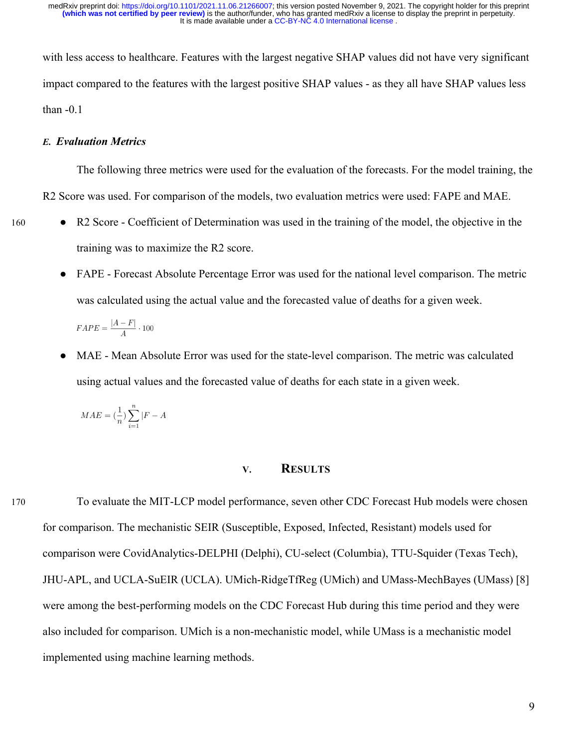with less access to healthcare. Features with the largest negative SHAP values did not have very significant impact compared to the features with the largest positive SHAP values - as they all have SHAP values less than -0.1

### *E. Evaluation Metrics*

The following three metrics were used for the evaluation of the forecasts. For the model training, the R2 Score was used. For comparison of the models, two evaluation metrics were used: FAPE and MAE.

- R2 Score - Coefficient of Determination was used in the training of the model, the objective in the training was to maximize the R2 score.
- FAPE - Forecast Absolute Percentage Error was used for the national level comparison. The metric was calculated using the actual value and the forecasted value of deaths for a given week.

$$FAPE = \frac{|A - F|}{A} \cdot 100$$

- MAE - Mean Absolute Error was used for the state-level comparison. The metric was calculated using actual values and the forecasted value of deaths for each state in a given week.

$$MAE = (\frac{1}{n})\sum_{i=1}^{n} |F - A$$

## V. RESULTS

To evaluate the MIT-LCP model performance, seven other CDC Forecast Hub models were chosen for comparison. The mechanistic SEIR (Susceptible, Exposed, Infected, Resistant) models used for comparison were CovidAnalytics-DELPHI (Delphi), CU-select (Columbia), TTU-Squider (Texas Tech), JHU-APL, and UCLA-SuEIR (UCLA). UMich-RidgeTfReg (UMich) and UMass-MechBayes (UMass) [8] were among the best-performing models on the CDC Forecast Hub during this time period and they were also included for comparison. UMich is a non-mechanistic model, while UMass is a mechanistic model implemented using machine learning methods.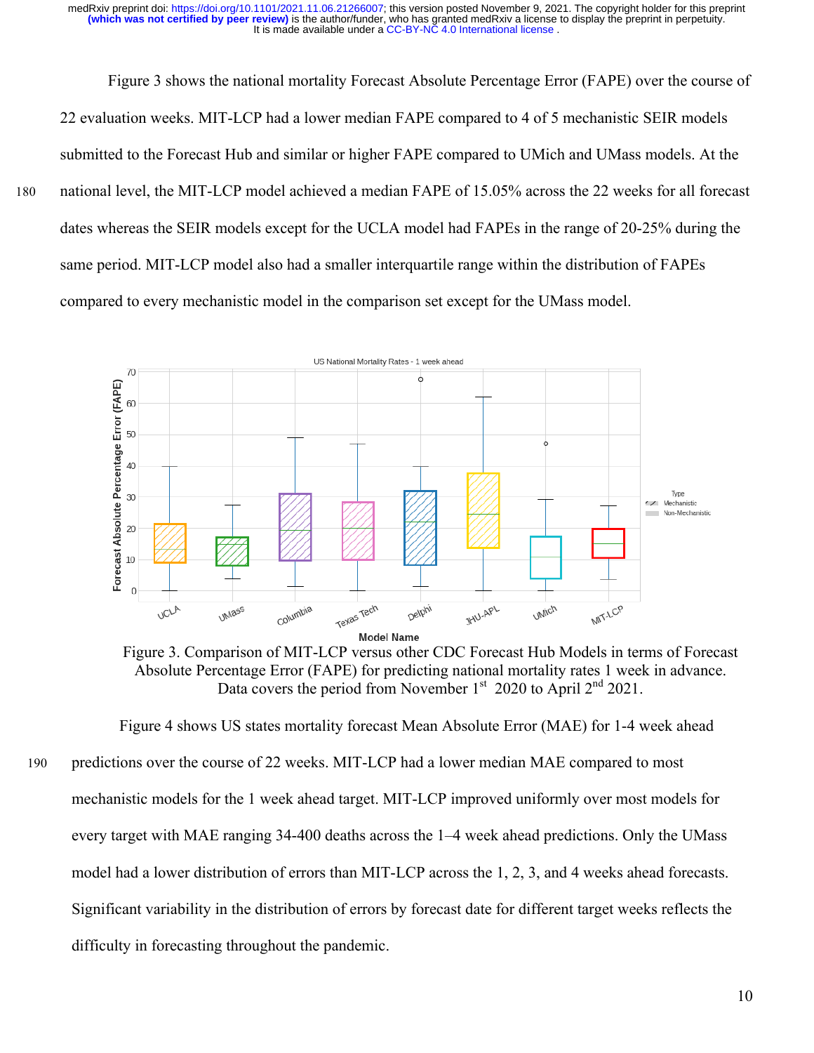Figure 3 shows the national mortality Forecast Absolute Percentage Error (FAPE) over the course of 22 evaluation weeks. MIT-LCP had a lower median FAPE compared to 4 of 5 mechanistic SEIR models submitted to the Forecast Hub and similar or higher FAPE compared to UMich and UMass models. At the national level, the MIT-LCP model achieved a median FAPE of 15.05% across the 22 weeks for all forecast dates whereas the SEIR models except for the UCLA model had FAPEs in the range of 20-25% during the same period. MIT-LCP model also had a smaller interquartile range within the distribution of FAPEs compared to every mechanistic model in the comparison set except for the UMass model.

Figure 3. Comparison of MIT-LCP versus other CDC Forecast Hub Models in terms of Forecast Absolute Percentage Error (FAPE) for predicting national mortality rates 1 week in advance. Data covers the period from November 1st 2020 to April 2nd 2021.

Figure 4 shows US states mortality forecast Mean Absolute Error (MAE) for 1-4 week ahead predictions over the course of 22 weeks. MIT-LCP had a lower median MAE compared to most mechanistic models for the 1 week ahead target. MIT-LCP improved uniformly over most models for every target with MAE ranging 34-400 deaths across the 1–4 week ahead predictions. Only the UMass model had a lower distribution of errors than MIT-LCP across the 1, 2, 3, and 4 weeks ahead forecasts. Significant variability in the distribution of errors by forecast date for different target weeks reflects the difficulty in forecasting throughout the pandemic.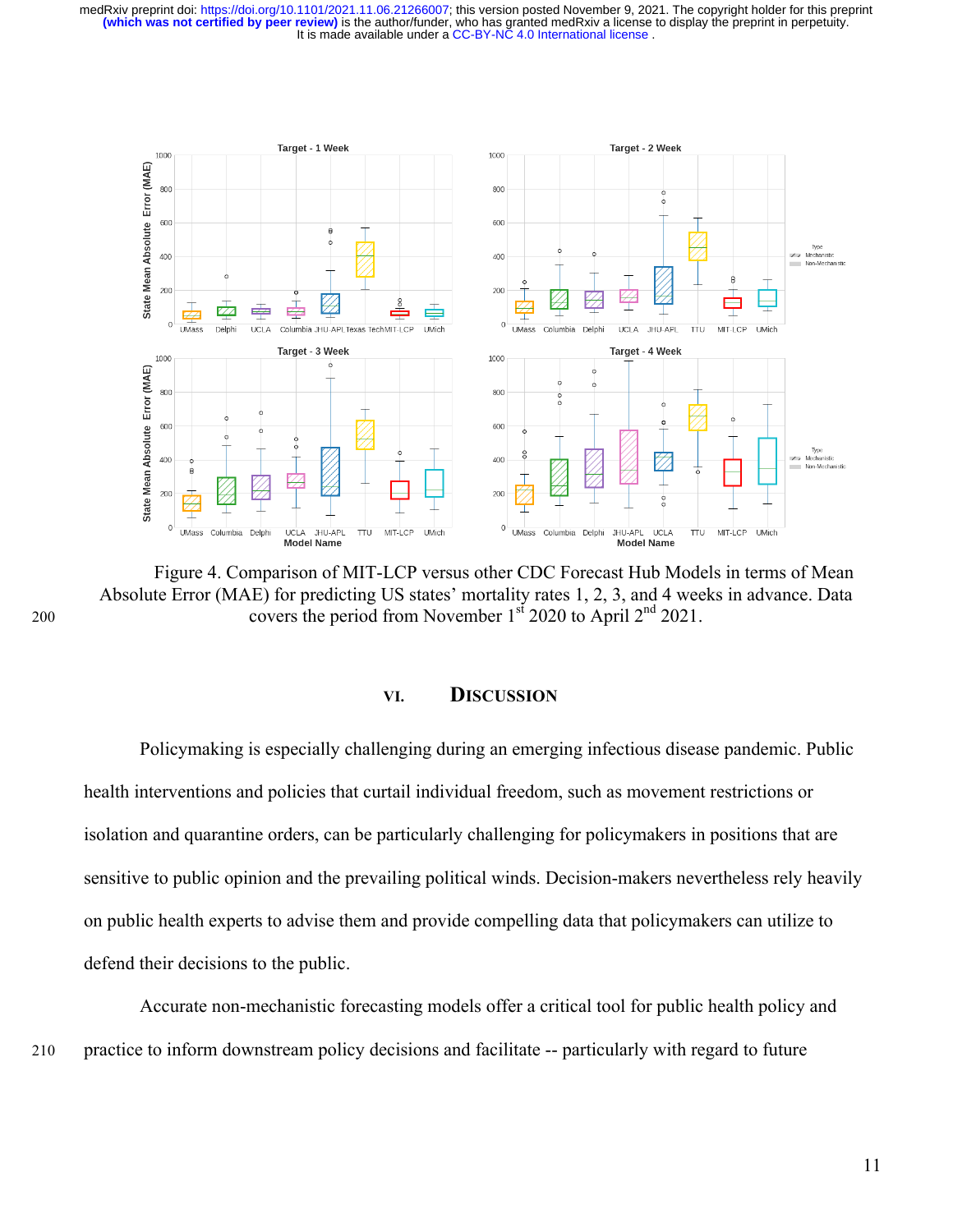Figure 4. Comparison of MIT-LCP versus other CDC Forecast Hub Models in terms of Mean Absolute Error (MAE) for predicting US states' mortality rates 1, 2, 3, and 4 weeks in advance. Data covers the period from November 1[st] 2020 to April 2[nd] 2021.

## VI. DISCUSSION

Policymaking is especially challenging during an emerging infectious disease pandemic. Public health interventions and policies that curtail individual freedom, such as movement restrictions or isolation and quarantine orders, can be particularly challenging for policymakers in positions that are sensitive to public opinion and the prevailing political winds. Decision-makers nevertheless rely heavily on public health experts to advise them and provide compelling data that policymakers can utilize to defend their decisions to the public.

Accurate non-mechanistic forecasting models offer a critical tool for public health policy and practice to inform downstream policy decisions and facilitate -- particularly with regard to future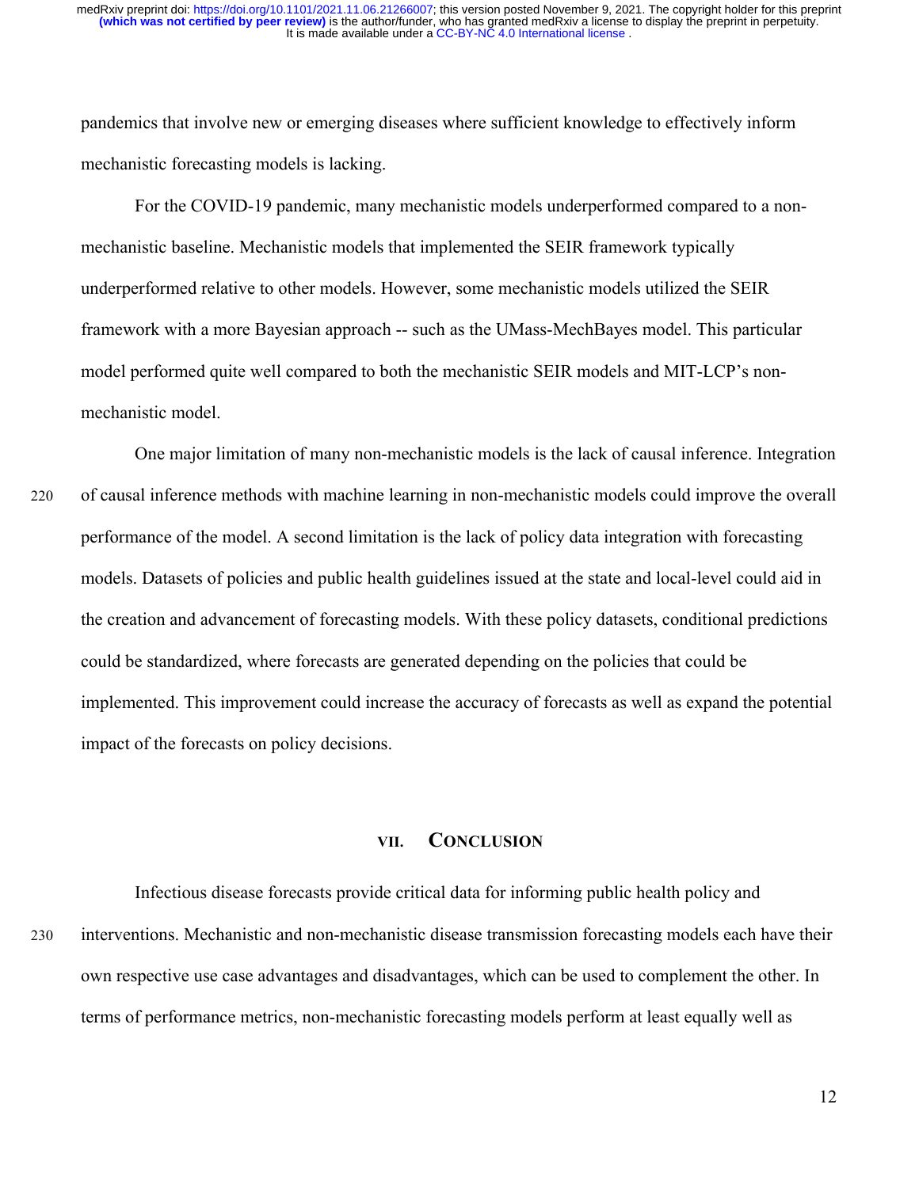pandemics that involve new or emerging diseases where sufficient knowledge to effectively inform mechanistic forecasting models is lacking.

For the COVID-19 pandemic, many mechanistic models underperformed compared to a non-mechanistic baseline. Mechanistic models that implemented the SEIR framework typically underperformed relative to other models. However, some mechanistic models utilized the SEIR framework with a more Bayesian approach -- such as the UMass-MechBayes model. This particular model performed quite well compared to both the mechanistic SEIR models and MIT-LCP's non-mechanistic model.

One major limitation of many non-mechanistic models is the lack of causal inference. Integration of causal inference methods with machine learning in non-mechanistic models could improve the overall performance of the model. A second limitation is the lack of policy data integration with forecasting models. Datasets of policies and public health guidelines issued at the state and local-level could aid in the creation and advancement of forecasting models. With these policy datasets, conditional predictions could be standardized, where forecasts are generated depending on the policies that could be implemented. This improvement could increase the accuracy of forecasts as well as expand the potential impact of the forecasts on policy decisions.

## VII. Conclusion

Infectious disease forecasts provide critical data for informing public health policy and interventions. Mechanistic and non-mechanistic disease transmission forecasting models each have their own respective use case advantages and disadvantages, which can be used to complement the other. In terms of performance metrics, non-mechanistic forecasting models perform at least equally well as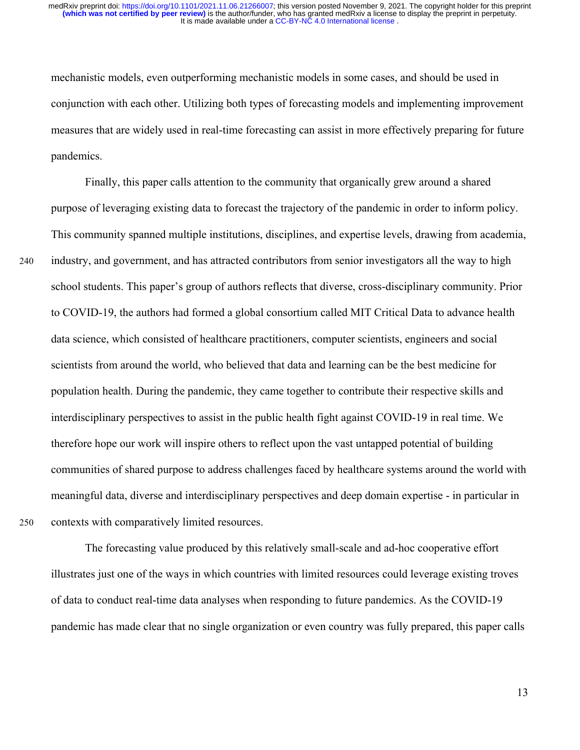mechanistic models, even outperforming mechanistic models in some cases, and should be used in conjunction with each other. Utilizing both types of forecasting models and implementing improvement measures that are widely used in real-time forecasting can assist in more effectively preparing for future pandemics.

Finally, this paper calls attention to the community that organically grew around a shared purpose of leveraging existing data to forecast the trajectory of the pandemic in order to inform policy. This community spanned multiple institutions, disciplines, and expertise levels, drawing from academia, industry, and government, and has attracted contributors from senior investigators all the way to high school students. This paper's group of authors reflects that diverse, cross-disciplinary community. Prior to COVID-19, the authors had formed a global consortium called MIT Critical Data to advance health data science, which consisted of healthcare practitioners, computer scientists, engineers and social scientists from around the world, who believed that data and learning can be the best medicine for population health. During the pandemic, they came together to contribute their respective skills and interdisciplinary perspectives to assist in the public health fight against COVID-19 in real time. We therefore hope our work will inspire others to reflect upon the vast untapped potential of building communities of shared purpose to address challenges faced by healthcare systems around the world with meaningful data, diverse and interdisciplinary perspectives and deep domain expertise - in particular in contexts with comparatively limited resources.

The forecasting value produced by this relatively small-scale and ad-hoc cooperative effort illustrates just one of the ways in which countries with limited resources could leverage existing troves of data to conduct real-time data analyses when responding to future pandemics. As the COVID-19 pandemic has made clear that no single organization or even country was fully prepared, this paper calls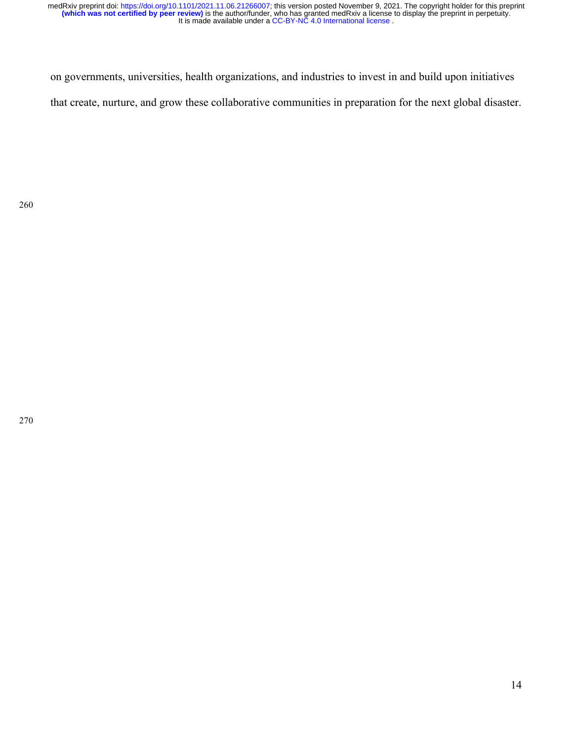on governments, universities, health organizations, and industries to invest in and build upon initiatives that create, nurture, and grow these collaborative communities in preparation for the next global disaster.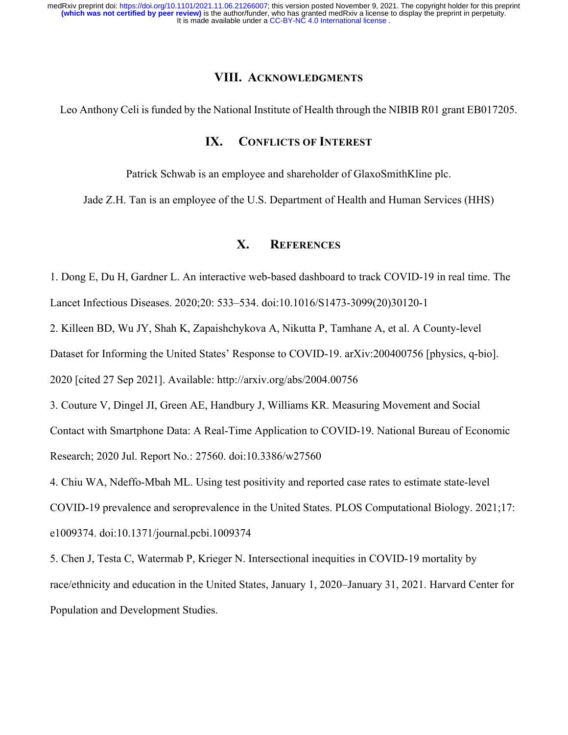## VIII. Acknowledgments

Leo Anthony Celi is funded by the National Institute of Health through the NIBIB R01 grant EB017205.

## IX. Conflicts of Interest

Patrick Schwab is an employee and shareholder of GlaxoSmithKline plc.

Jade Z.H. Tan is an employee of the U.S. Department of Health and Human Services (HHS)

## X. References

1. Dong E, Du H, Gardner L. An interactive web-based dashboard to track COVID-19 in real time. The Lancet Infectious Diseases. 2020;20: 533–534. doi:10.1016/S1473-3099(20)30120-1

2. Killeen BD, Wu JY, Shah K, Zapaishchykova A, Nikutta P, Tamhane A, et al. A County-level Dataset for Informing the United States' Response to COVID-19. arXiv:200400756 [physics, q-bio]. 2020 [cited 27 Sep 2021]. Available: http://arxiv.org/abs/2004.00756

3. Couture V, Dingel JI, Green AE, Handbury J, Williams KR. Measuring Movement and Social Contact with Smartphone Data: A Real-Time Application to COVID-19. National Bureau of Economic Research; 2020 Jul. Report No.: 27560. doi:10.3386/w27560

4. Chiu WA, Ndeffo-Mbah ML. Using test positivity and reported case rates to estimate state-level COVID-19 prevalence and seroprevalence in the United States. PLOS Computational Biology. 2021;17: e1009374. doi:10.1371/journal.pcbi.1009374

5. Chen J, Testa C, Watermab P, Krieger N. Intersectional inequities in COVID-19 mortality by race/ethnicity and education in the United States, January 1, 2020–January 31, 2021. Harvard Center for Population and Development Studies.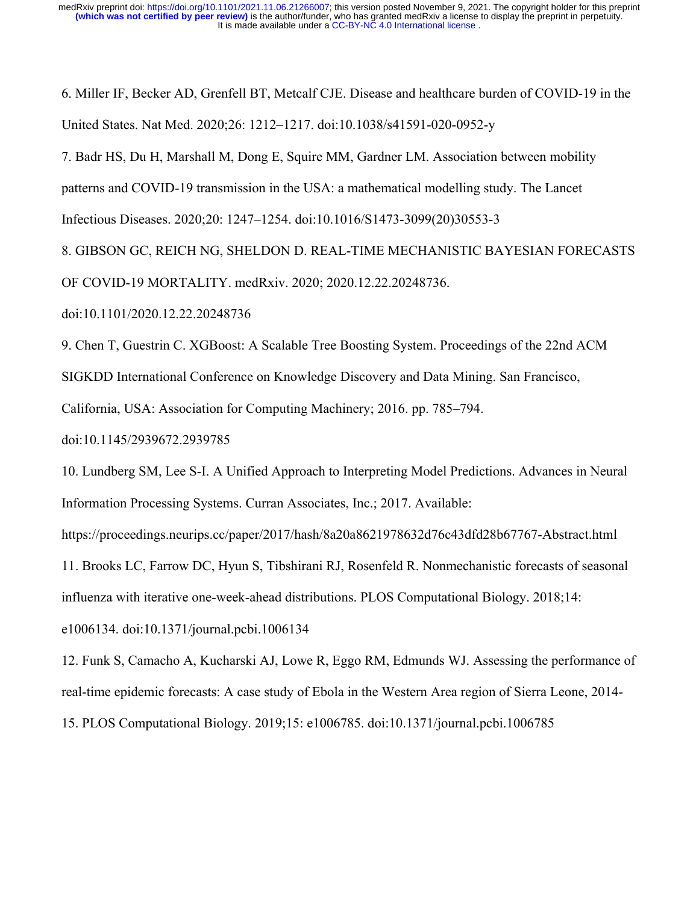6. Miller IF, Becker AD, Grenfell BT, Metcalf CJE. Disease and healthcare burden of COVID-19 in the United States. Nat Med. 2020;26: 1212–1217. doi:10.1038/s41591-020-0952-y

7. Badr HS, Du H, Marshall M, Dong E, Squire MM, Gardner LM. Association between mobility patterns and COVID-19 transmission in the USA: a mathematical modelling study. The Lancet Infectious Diseases. 2020;20: 1247–1254. doi:10.1016/S1473-3099(20)30553-3

8. GIBSON GC, REICH NG, SHELDON D. REAL-TIME MECHANISTIC BAYESIAN FORECASTS OF COVID-19 MORTALITY. medRxiv. 2020; 2020.12.22.20248736. doi:10.1101/2020.12.22.20248736

9. Chen T, Guestrin C. XGBoost: A Scalable Tree Boosting System. Proceedings of the 22nd ACM SIGKDD International Conference on Knowledge Discovery and Data Mining. San Francisco, California, USA: Association for Computing Machinery; 2016. pp. 785–794. doi:10.1145/2939672.2939785

10. Lundberg SM, Lee S-I. A Unified Approach to Interpreting Model Predictions. Advances in Neural Information Processing Systems. Curran Associates, Inc.; 2017. Available: https://proceedings.neurips.cc/paper/2017/hash/8a20a8621978632d76c43dfd28b67767-Abstract.html

11. Brooks LC, Farrow DC, Hyun S, Tibshirani RJ, Rosenfeld R. Nonmechanistic forecasts of seasonal influenza with iterative one-week-ahead distributions. PLOS Computational Biology. 2018;14: e1006134. doi:10.1371/journal.pcbi.1006134

12. Funk S, Camacho A, Kucharski AJ, Lowe R, Eggo RM, Edmunds WJ. Assessing the performance of real-time epidemic forecasts: A case study of Ebola in the Western Area region of Sierra Leone, 2014-15. PLOS Computational Biology. 2019;15: e1006785. doi:10.1371/journal.pcbi.1006785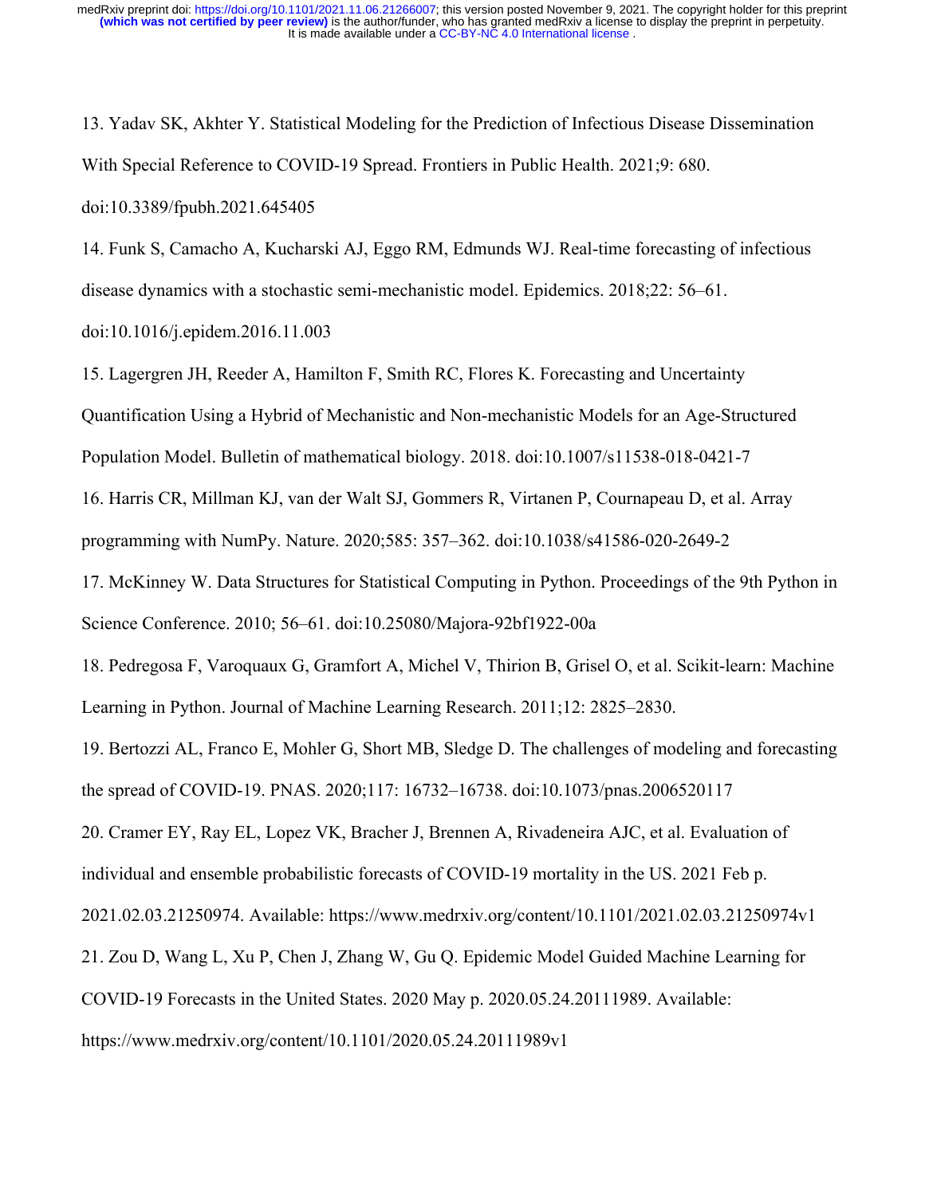13. Yadav SK, Akhter Y. Statistical Modeling for the Prediction of Infectious Disease Dissemination With Special Reference to COVID-19 Spread. Frontiers in Public Health. 2021;9: 680. doi:10.3389/fpubh.2021.645405

14. Funk S, Camacho A, Kucharski AJ, Eggo RM, Edmunds WJ. Real-time forecasting of infectious disease dynamics with a stochastic semi-mechanistic model. Epidemics. 2018;22: 56–61. doi:10.1016/j.epidem.2016.11.003

15. Lagergren JH, Reeder A, Hamilton F, Smith RC, Flores K. Forecasting and Uncertainty Quantification Using a Hybrid of Mechanistic and Non-mechanistic Models for an Age-Structured Population Model. Bulletin of mathematical biology. 2018. doi:10.1007/s11538-018-0421-7

16. Harris CR, Millman KJ, van der Walt SJ, Gommers R, Virtanen P, Cournapeau D, et al. Array programming with NumPy. Nature. 2020;585: 357–362. doi:10.1038/s41586-020-2649-2

17. McKinney W. Data Structures for Statistical Computing in Python. Proceedings of the 9th Python in Science Conference. 2010; 56–61. doi:10.25080/Majora-92bf1922-00a

18. Pedregosa F, Varoquaux G, Gramfort A, Michel V, Thirion B, Grisel O, et al. Scikit-learn: Machine Learning in Python. Journal of Machine Learning Research. 2011;12: 2825–2830.

19. Bertozzi AL, Franco E, Mohler G, Short MB, Sledge D. The challenges of modeling and forecasting the spread of COVID-19. PNAS. 2020;117: 16732–16738. doi:10.1073/pnas.2006520117

20. Cramer EY, Ray EL, Lopez VK, Bracher J, Brennen A, Rivadeneira AJC, et al. Evaluation of individual and ensemble probabilistic forecasts of COVID-19 mortality in the US. 2021 Feb p. 2021.02.03.21250974. Available: https://www.medrxiv.org/content/10.1101/2021.02.03.21250974v1

21. Zou D, Wang L, Xu P, Chen J, Zhang W, Gu Q. Epidemic Model Guided Machine Learning for COVID-19 Forecasts in the United States. 2020 May p. 2020.05.24.20111989. Available: https://www.medrxiv.org/content/10.1101/2020.05.24.20111989v1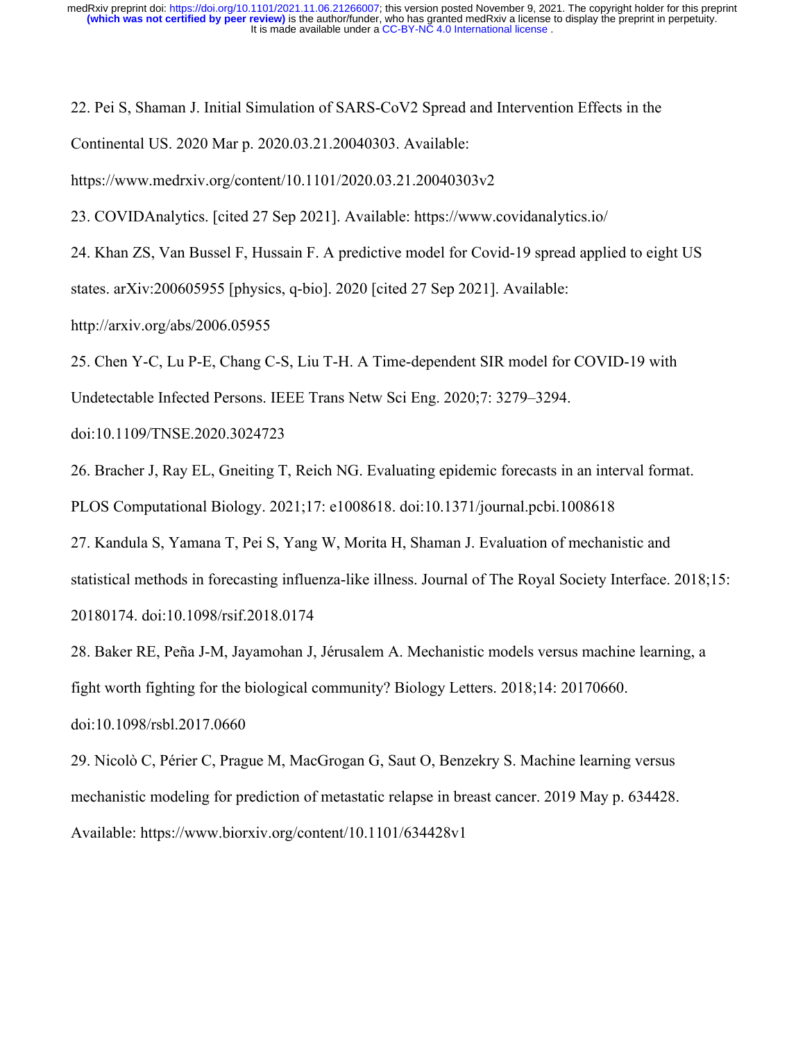22. Pei S, Shaman J. Initial Simulation of SARS-CoV2 Spread and Intervention Effects in the Continental US. 2020 Mar p. 2020.03.21.20040303. Available: https://www.medrxiv.org/content/10.1101/2020.03.21.20040303v2

23. COVIDAnalytics. [cited 27 Sep 2021]. Available: https://www.covidanalytics.io/

24. Khan ZS, Van Bussel F, Hussain F. A predictive model for Covid-19 spread applied to eight US states. arXiv:200605955 [physics, q-bio]. 2020 [cited 27 Sep 2021]. Available: http://arxiv.org/abs/2006.05955

25. Chen Y-C, Lu P-E, Chang C-S, Liu T-H. A Time-dependent SIR model for COVID-19 with Undetectable Infected Persons. IEEE Trans Netw Sci Eng. 2020;7: 3279–3294. doi:10.1109/TNSE.2020.3024723

26. Bracher J, Ray EL, Gneiting T, Reich NG. Evaluating epidemic forecasts in an interval format. PLOS Computational Biology. 2021;17: e1008618. doi:10.1371/journal.pcbi.1008618

27. Kandula S, Yamana T, Pei S, Yang W, Morita H, Shaman J. Evaluation of mechanistic and statistical methods in forecasting influenza-like illness. Journal of The Royal Society Interface. 2018;15: 20180174. doi:10.1098/rsif.2018.0174

28. Baker RE, Peña J-M, Jayamohan J, Jérusalem A. Mechanistic models versus machine learning, a fight worth fighting for the biological community? Biology Letters. 2018;14: 20170660. doi:10.1098/rsbl.2017.0660

29. Nicolò C, Périer C, Prague M, MacGrogan G, Saut O, Benzekry S. Machine learning versus mechanistic modeling for prediction of metastatic relapse in breast cancer. 2019 May p. 634428. Available: https://www.biorxiv.org/content/10.1101/634428v1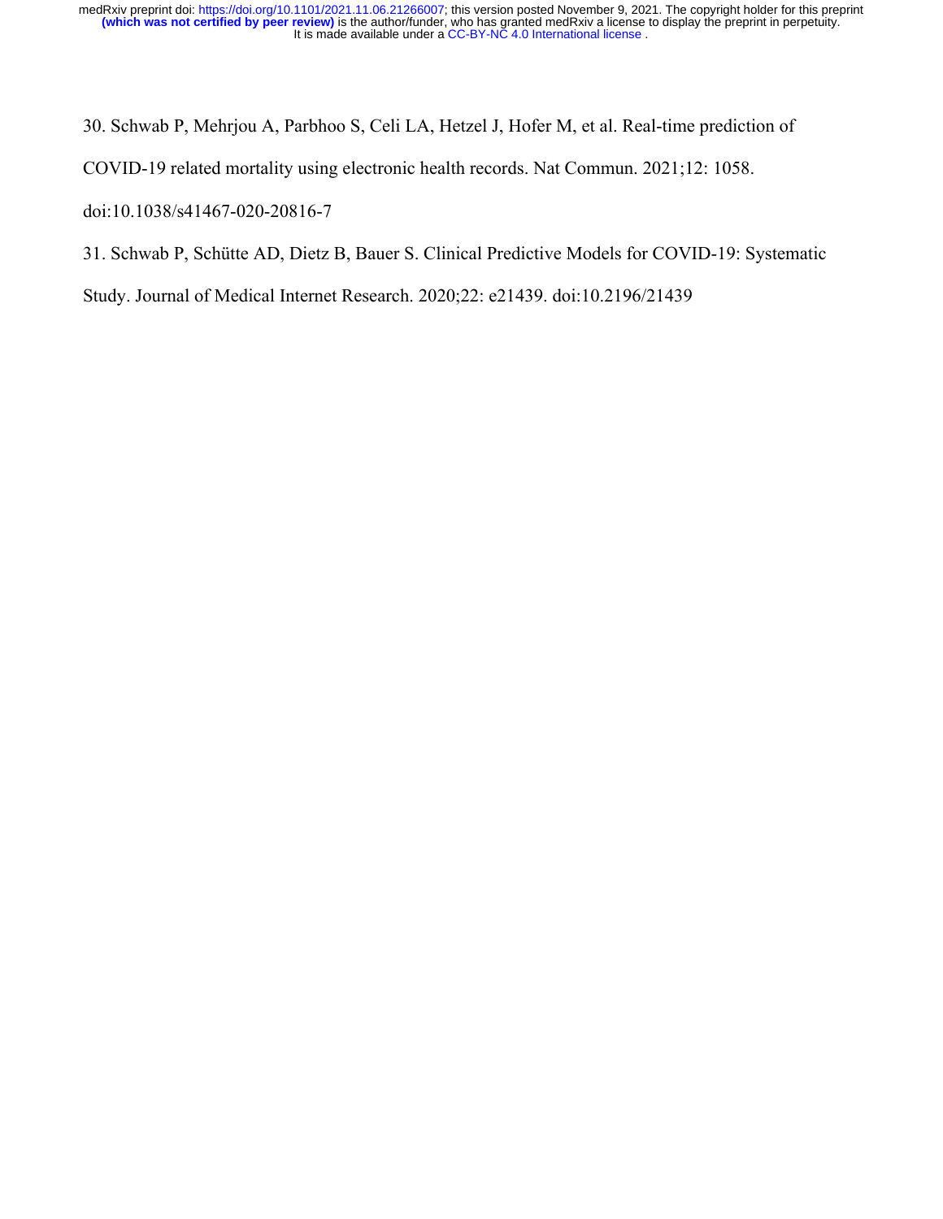30. Schwab P, Mehrjou A, Parbhoo S, Celi LA, Hetzel J, Hofer M, et al. Real-time prediction of COVID-19 related mortality using electronic health records. Nat Commun. 2021;12: 1058. doi:10.1038/s41467-020-20816-7

31. Schwab P, Schütte AD, Dietz B, Bauer S. Clinical Predictive Models for COVID-19: Systematic Study. Journal of Medical Internet Research. 2020;22: e21439. doi:10.2196/21439